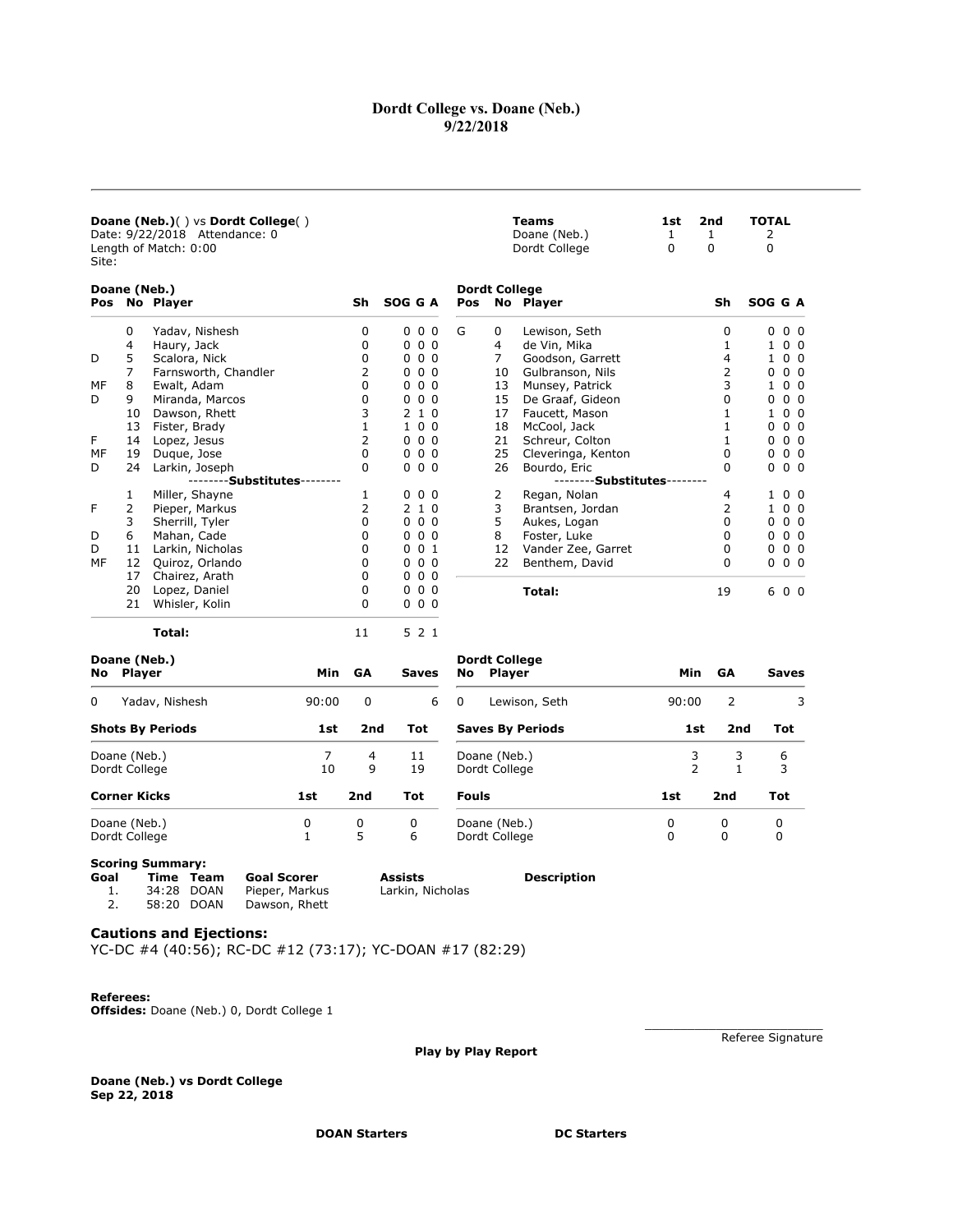# Dordt College vs. Doane (Neb.)
## 9/22/2018

**Doane (Neb.)**( ) vs **Dordt College**( )
Date: 9/22/2018 Attendance: 0
Length of Match: 0:00
Site:

| Teams | 1st | 2nd | TOTAL |
|---|---|---|---|
| Doane (Neb.) | 1 | 1 | 2 |
| Dordt College | 0 | 0 | 0 |

**Doane (Neb.)**

| Pos | No | Player | Sh | SOG | G | A |
|---|---|---|---|---|---|---|
| | 0 | Yadav, Nishesh | 0 | 0 | 0 | 0 |
| | 4 | Haury, Jack | 0 | 0 | 0 | 0 |
| D | 5 | Scalora, Nick | 0 | 0 | 0 | 0 |
| | 7 | Farnsworth, Chandler | 2 | 0 | 0 | 0 |
| MF | 8 | Ewalt, Adam | 0 | 0 | 0 | 0 |
| D | 9 | Miranda, Marcos | 0 | 0 | 0 | 0 |
| | 10 | Dawson, Rhett | 3 | 2 | 1 | 0 |
| | 13 | Fister, Brady | 1 | 1 | 0 | 0 |
| F | 14 | Lopez, Jesus | 2 | 0 | 0 | 0 |
| MF | 19 | Duque, Jose | 0 | 0 | 0 | 0 |
| D | 24 | Larkin, Joseph | 0 | 0 | 0 | 0 |
| | | --------**Substitutes**-------- | | | | |
| | 1 | Miller, Shayne | 1 | 0 | 0 | 0 |
| F | 2 | Pieper, Markus | 2 | 2 | 1 | 0 |
| | 3 | Sherrill, Tyler | 0 | 0 | 0 | 0 |
| D | 6 | Mahan, Cade | 0 | 0 | 0 | 0 |
| D | 11 | Larkin, Nicholas | 0 | 0 | 0 | 1 |
| MF | 12 | Quiroz, Orlando | 0 | 0 | 0 | 0 |
| | 17 | Chairez, Arath | 0 | 0 | 0 | 0 |
| | 20 | Lopez, Daniel | 0 | 0 | 0 | 0 |
| | 21 | Whisler, Kolin | 0 | 0 | 0 | 0 |
| | | **Total:** | 11 | 5 | 2 | 1 |

**Dordt College**

| Pos | No | Player | Sh | SOG | G | A |
|---|---|---|---|---|---|---|
| G | 0 | Lewison, Seth | 0 | 0 | 0 | 0 |
| | 4 | de Vin, Mika | 1 | 1 | 0 | 0 |
| | 7 | Goodson, Garrett | 4 | 1 | 0 | 0 |
| | 10 | Gulbranson, Nils | 2 | 0 | 0 | 0 |
| | 13 | Munsey, Patrick | 3 | 1 | 0 | 0 |
| | 15 | De Graaf, Gideon | 0 | 0 | 0 | 0 |
| | 17 | Faucett, Mason | 1 | 1 | 0 | 0 |
| | 18 | McCool, Jack | 1 | 0 | 0 | 0 |
| | 21 | Schreur, Colton | 1 | 0 | 0 | 0 |
| | 25 | Cleveringa, Kenton | 0 | 0 | 0 | 0 |
| | 26 | Bourdo, Eric | 0 | 0 | 0 | 0 |
| | | --------**Substitutes**-------- | | | | |
| | 2 | Regan, Nolan | 4 | 1 | 0 | 0 |
| | 3 | Brantsen, Jordan | 2 | 1 | 0 | 0 |
| | 5 | Aukes, Logan | 0 | 0 | 0 | 0 |
| | 8 | Foster, Luke | 0 | 0 | 0 | 0 |
| | 12 | Vander Zee, Garret | 0 | 0 | 0 | 0 |
| | 22 | Benthem, David | 0 | 0 | 0 | 0 |
| | | **Total:** | 19 | 6 | 0 | 0 |

**Doane (Neb.)**

| No | Player | Min | GA | Saves |
|---|---|---|---|---|
| 0 | Yadav, Nishesh | 90:00 | 0 | 6 |

**Dordt College**

| No | Player | Min | GA | Saves |
|---|---|---|---|---|
| 0 | Lewison, Seth | 90:00 | 2 | 3 |

| Shots By Periods | 1st | 2nd | Tot |
|---|---|---|---|
| Doane (Neb.) | 7 | 4 | 11 |
| Dordt College | 10 | 9 | 19 |

| Saves By Periods | 1st | 2nd | Tot |
|---|---|---|---|
| Doane (Neb.) | 3 | 3 | 6 |
| Dordt College | 2 | 1 | 3 |

| Corner Kicks | 1st | 2nd | Tot |
|---|---|---|---|
| Doane (Neb.) | 0 | 0 | 0 |
| Dordt College | 1 | 5 | 6 |

| Fouls | 1st | 2nd | Tot |
|---|---|---|---|
| Doane (Neb.) | 0 | 0 | 0 |
| Dordt College | 0 | 0 | 0 |

**Scoring Summary:**

| Goal | Time | Team | Goal Scorer | Assists | Description |
|---|---|---|---|---|---|
| 1. | 34:28 | DOAN | Pieper, Markus | Larkin, Nicholas | |
| 2. | 58:20 | DOAN | Dawson, Rhett | | |

### Cautions and Ejections:
YC-DC #4 (40:56); RC-DC #12 (73:17); YC-DOAN #17 (82:29)

**Referees:**
**Offsides:** Doane (Neb.) 0, Dordt College 1

Referee Signature

**Play by Play Report**

**Doane (Neb.) vs Dordt College**
**Sep 22, 2018**

**DOAN Starters** **DC Starters**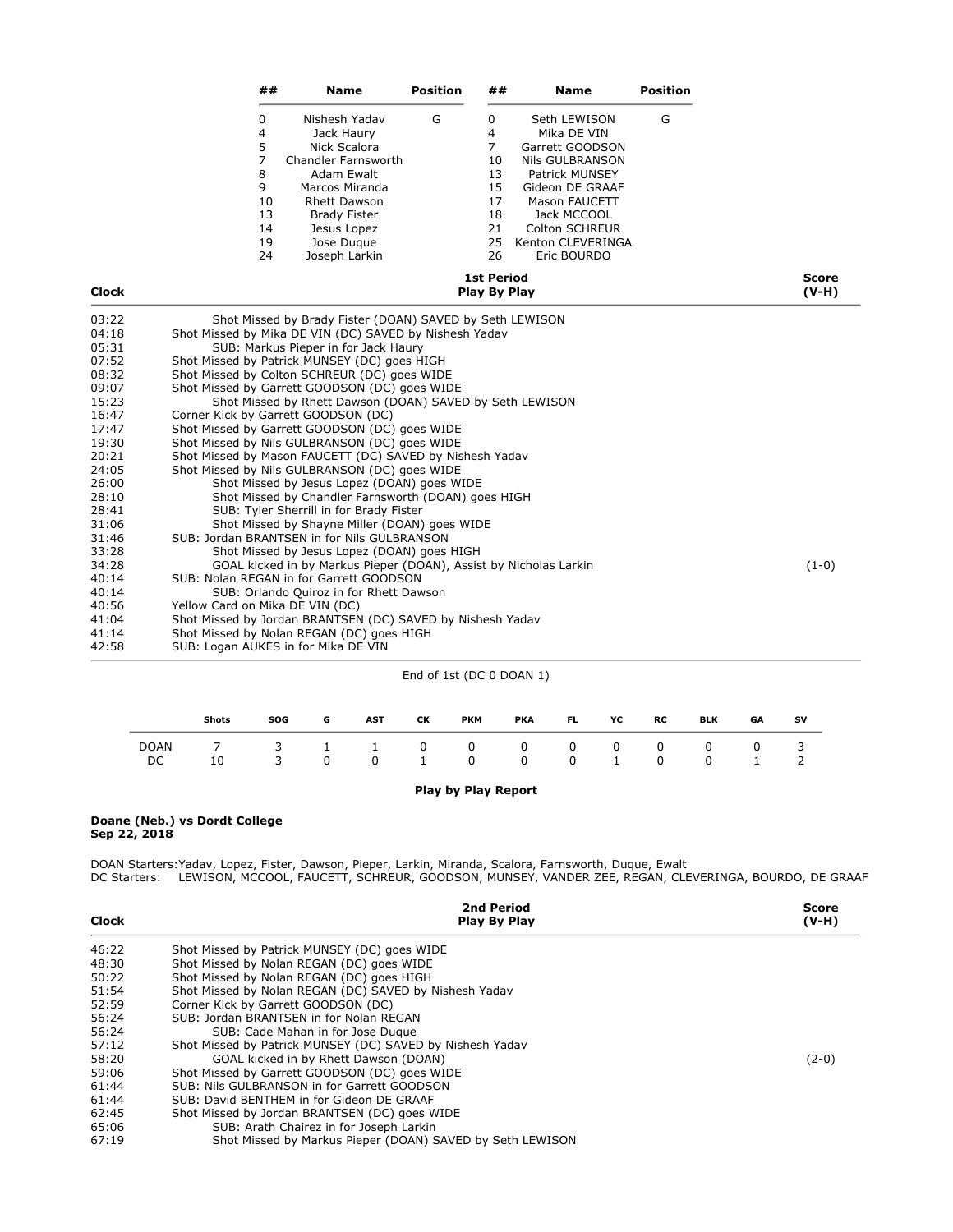| ## | Name | Position | ## | Name | Position |
|---|---|---|---|---|---|
| 0 | Nishesh Yadav | G | 0 | Seth LEWISON | G |
| 4 | Jack Haury | | 4 | Mika DE VIN | |
| 5 | Nick Scalora | | 7 | Garrett GOODSON | |
| 7 | Chandler Farnsworth | | 10 | Nils GULBRANSON | |
| 8 | Adam Ewalt | | 13 | Patrick MUNSEY | |
| 9 | Marcos Miranda | | 15 | Gideon DE GRAAF | |
| 10 | Rhett Dawson | | 17 | Mason FAUCETT | |
| 13 | Brady Fister | | 18 | Jack MCCOOL | |
| 14 | Jesus Lopez | | 21 | Colton SCHREUR | |
| 19 | Jose Duque | | 25 | Kenton CLEVERINGA | |
| 24 | Joseph Larkin | | 26 | Eric BOURDO | |

| Clock | 1st Period Play By Play | Score (V-H) |
|---|---|---|
| 03:22 | Shot Missed by Brady Fister (DOAN) SAVED by Seth LEWISON | |
| 04:18 | Shot Missed by Mika DE VIN (DC) SAVED by Nishesh Yadav | |
| 05:31 | SUB: Markus Pieper in for Jack Haury | |
| 07:52 | Shot Missed by Patrick MUNSEY (DC) goes HIGH | |
| 08:32 | Shot Missed by Colton SCHREUR (DC) goes WIDE | |
| 09:07 | Shot Missed by Garrett GOODSON (DC) goes WIDE | |
| 15:23 | Shot Missed by Rhett Dawson (DOAN) SAVED by Seth LEWISON | |
| 16:47 | Corner Kick by Garrett GOODSON (DC) | |
| 17:47 | Shot Missed by Garrett GOODSON (DC) goes WIDE | |
| 19:30 | Shot Missed by Nils GULBRANSON (DC) goes WIDE | |
| 20:21 | Shot Missed by Mason FAUCETT (DC) SAVED by Nishesh Yadav | |
| 24:05 | Shot Missed by Nils GULBRANSON (DC) goes WIDE | |
| 26:00 | Shot Missed by Jesus Lopez (DOAN) goes WIDE | |
| 28:10 | Shot Missed by Chandler Farnsworth (DOAN) goes HIGH | |
| 28:41 | SUB: Tyler Sherrill in for Brady Fister | |
| 31:06 | Shot Missed by Shayne Miller (DOAN) goes WIDE | |
| 31:46 | SUB: Jordan BRANTSEN in for Nils GULBRANSON | |
| 33:28 | Shot Missed by Jesus Lopez (DOAN) goes HIGH | |
| 34:28 | GOAL kicked in by Markus Pieper (DOAN), Assist by Nicholas Larkin | (1-0) |
| 40:14 | SUB: Nolan REGAN in for Garrett GOODSON | |
| 40:14 | SUB: Orlando Quiroz in for Rhett Dawson | |
| 40:56 | Yellow Card on Mika DE VIN (DC) | |
| 41:04 | Shot Missed by Jordan BRANTSEN (DC) SAVED by Nishesh Yadav | |
| 41:14 | Shot Missed by Nolan REGAN (DC) goes HIGH | |
| 42:58 | SUB: Logan AUKES in for Mika DE VIN | |

End of 1st (DC 0 DOAN 1)

| | Shots | SOG | G | AST | CK | PKM | PKA | FL | YC | RC | BLK | GA | SV |
|---|---|---|---|---|---|---|---|---|---|---|---|---|---|
| DOAN | 7 | 3 | 1 | 1 | 0 | 0 | 0 | 0 | 0 | 0 | 0 | 0 | 3 |
| DC | 10 | 3 | 0 | 0 | 1 | 0 | 0 | 0 | 1 | 0 | 0 | 1 | 2 |

**Play by Play Report**

**Doane (Neb.) vs Dordt College**
**Sep 22, 2018**

DOAN Starters: Yadav, Lopez, Fister, Dawson, Pieper, Larkin, Miranda, Scalora, Farnsworth, Duque, Ewalt
DC Starters: LEWISON, MCCOOL, FAUCETT, SCHREUR, GOODSON, MUNSEY, VANDER ZEE, REGAN, CLEVERINGA, BOURDO, DE GRAAF

| Clock | 2nd Period Play By Play | Score (V-H) |
|---|---|---|
| 46:22 | Shot Missed by Patrick MUNSEY (DC) goes WIDE | |
| 48:30 | Shot Missed by Nolan REGAN (DC) goes WIDE | |
| 50:22 | Shot Missed by Nolan REGAN (DC) goes HIGH | |
| 51:54 | Shot Missed by Nolan REGAN (DC) SAVED by Nishesh Yadav | |
| 52:59 | Corner Kick by Garrett GOODSON (DC) | |
| 56:24 | SUB: Jordan BRANTSEN in for Nolan REGAN | |
| 56:24 | SUB: Cade Mahan in for Jose Duque | |
| 57:12 | Shot Missed by Patrick MUNSEY (DC) SAVED by Nishesh Yadav | |
| 58:20 | GOAL kicked in by Rhett Dawson (DOAN) | (2-0) |
| 59:06 | Shot Missed by Garrett GOODSON (DC) goes WIDE | |
| 61:44 | SUB: Nils GULBRANSON in for Garrett GOODSON | |
| 61:44 | SUB: David BENTHEM in for Gideon DE GRAAF | |
| 62:45 | Shot Missed by Jordan BRANTSEN (DC) goes WIDE | |
| 65:06 | SUB: Arath Chairez in for Joseph Larkin | |
| 67:19 | Shot Missed by Markus Pieper (DOAN) SAVED by Seth LEWISON | |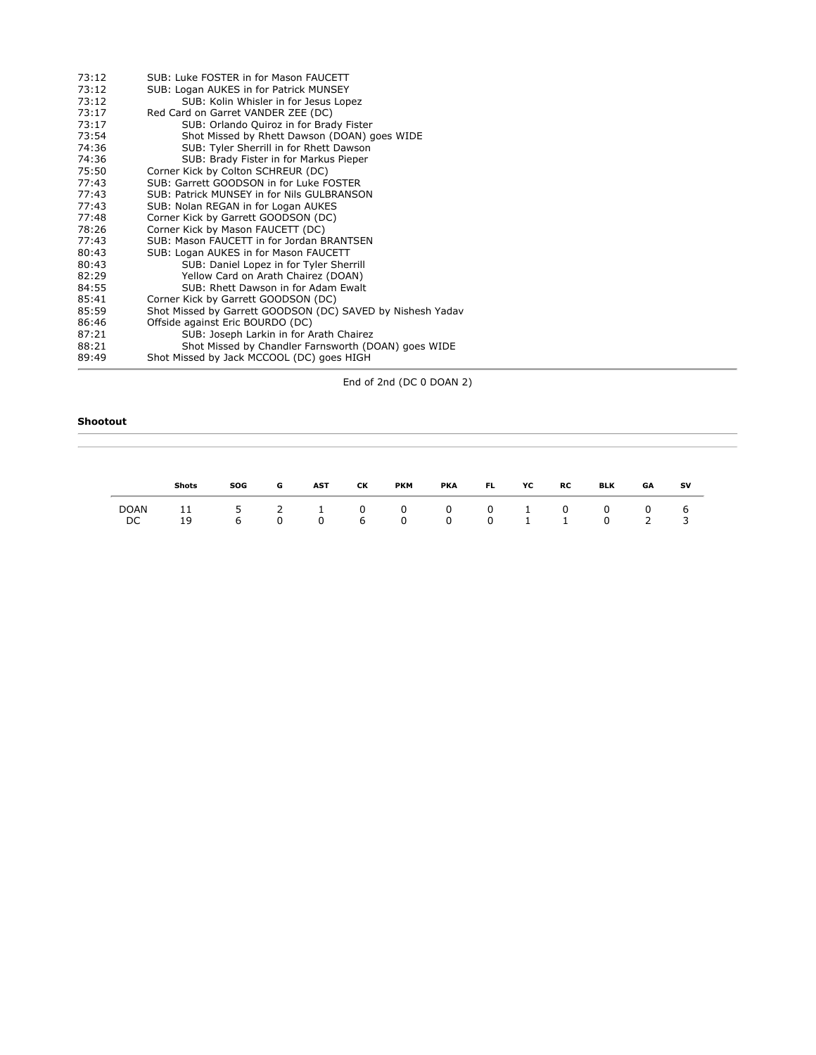| | |
|---|---|
| 73:12 | SUB: Luke FOSTER in for Mason FAUCETT |
| 73:12 | SUB: Logan AUKES in for Patrick MUNSEY |
| 73:12 | SUB: Kolin Whisler in for Jesus Lopez |
| 73:17 | Red Card on Garret VANDER ZEE (DC) |
| 73:17 | SUB: Orlando Quiroz in for Brady Fister |
| 73:54 | Shot Missed by Rhett Dawson (DOAN) goes WIDE |
| 74:36 | SUB: Tyler Sherrill in for Rhett Dawson |
| 74:36 | SUB: Brady Fister in for Markus Pieper |
| 75:50 | Corner Kick by Colton SCHREUR (DC) |
| 77:43 | SUB: Garrett GOODSON in for Luke FOSTER |
| 77:43 | SUB: Patrick MUNSEY in for Nils GULBRANSON |
| 77:43 | SUB: Nolan REGAN in for Logan AUKES |
| 77:48 | Corner Kick by Garrett GOODSON (DC) |
| 78:26 | Corner Kick by Mason FAUCETT (DC) |
| 77:43 | SUB: Mason FAUCETT in for Jordan BRANTSEN |
| 80:43 | SUB: Logan AUKES in for Mason FAUCETT |
| 80:43 | SUB: Daniel Lopez in for Tyler Sherrill |
| 82:29 | Yellow Card on Arath Chairez (DOAN) |
| 84:55 | SUB: Rhett Dawson in for Adam Ewalt |
| 85:41 | Corner Kick by Garrett GOODSON (DC) |
| 85:59 | Shot Missed by Garrett GOODSON (DC) SAVED by Nishesh Yadav |
| 86:46 | Offside against Eric BOURDO (DC) |
| 87:21 | SUB: Joseph Larkin in for Arath Chairez |
| 88:21 | Shot Missed by Chandler Farnsworth (DOAN) goes WIDE |
| 89:49 | Shot Missed by Jack MCCOOL (DC) goes HIGH |

End of 2nd (DC 0 DOAN 2)

**Shootout**

| | Shots | SOG | G | AST | CK | PKM | PKA | FL | YC | RC | BLK | GA | SV |
|---|---|---|---|---|---|---|---|---|---|---|---|---|---|
| DOAN | 11 | 5 | 2 | 1 | 0 | 0 | 0 | 0 | 1 | 0 | 0 | 0 | 6 |
| DC | 19 | 6 | 0 | 0 | 6 | 0 | 0 | 0 | 1 | 1 | 0 | 2 | 3 |